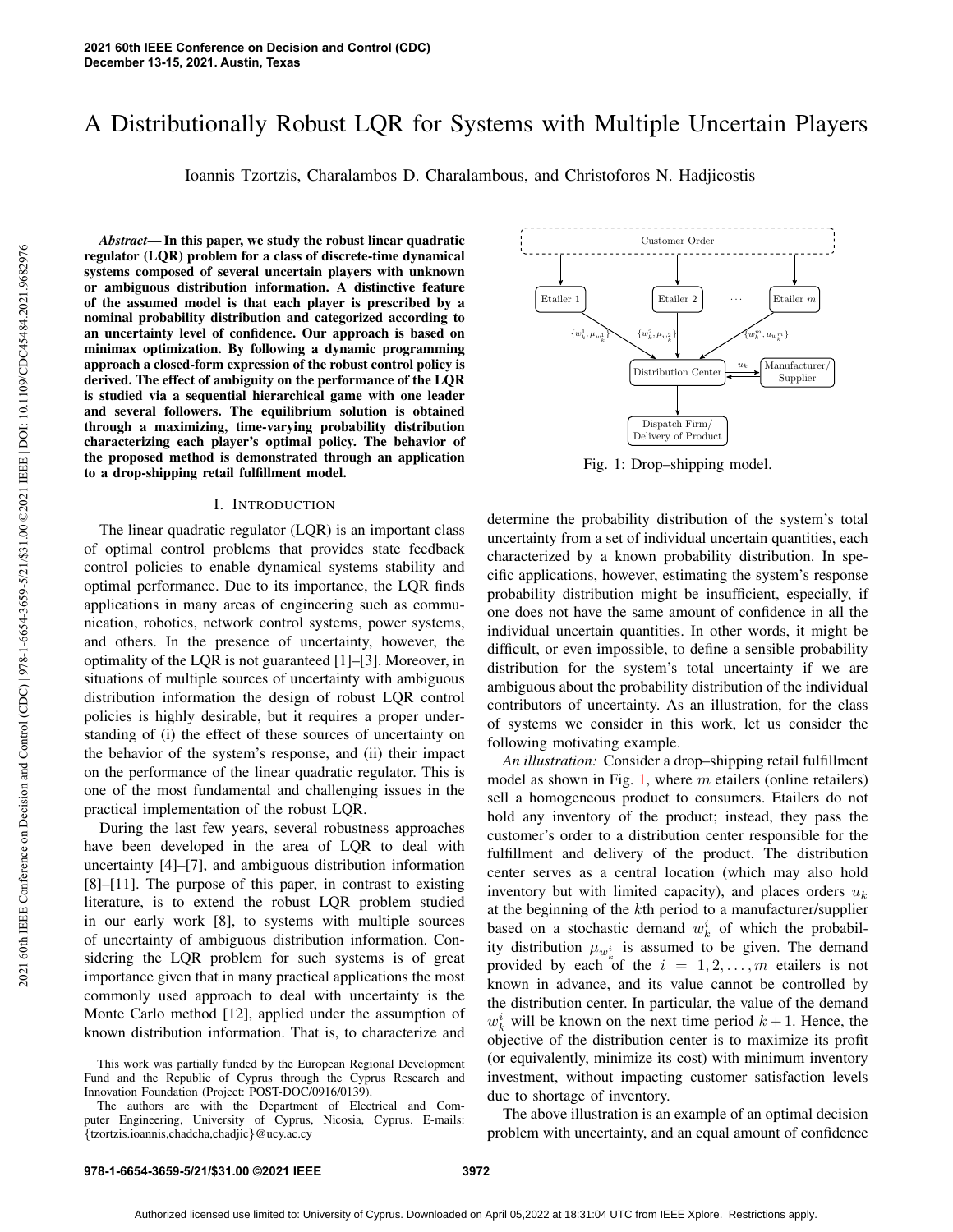# A Distributionally Robust LQR for Systems with Multiple Uncertain Players

Ioannis Tzortzis, Charalambos D. Charalambous, and Christoforos N. Hadjicostis

***Abstract*— In this paper, we study the robust linear quadratic regulator (LQR) problem for a class of discrete-time dynamical systems composed of several uncertain players with unknown or ambiguous distribution information. A distinctive feature of the assumed model is that each player is prescribed by a nominal probability distribution and categorized according to an uncertainty level of confidence. Our approach is based on minimax optimization. By following a dynamic programming approach a closed-form expression of the robust control policy is derived. The effect of ambiguity on the performance of the LQR is studied via a sequential hierarchical game with one leader and several followers. The equilibrium solution is obtained through a maximizing, time-varying probability distribution characterizing each player's optimal policy. The behavior of the proposed method is demonstrated through an application to a drop-shipping retail fulfillment model.**

## I. Introduction

The linear quadratic regulator (LQR) is an important class of optimal control problems that provides state feedback control policies to enable dynamical systems stability and optimal performance. Due to its importance, the LQR finds applications in many areas of engineering such as communication, robotics, network control systems, power systems, and others. In the presence of uncertainty, however, the optimality of the LQR is not guaranteed [1]–[3]. Moreover, in situations of multiple sources of uncertainty with ambiguous distribution information the design of robust LQR control policies is highly desirable, but it requires a proper understanding of (i) the effect of these sources of uncertainty on the behavior of the system's response, and (ii) their impact on the performance of the linear quadratic regulator. This is one of the most fundamental and challenging issues in the practical implementation of the robust LQR.

During the last few years, several robustness approaches have been developed in the area of LQR to deal with uncertainty [4]–[7], and ambiguous distribution information [8]–[11]. The purpose of this paper, in contrast to existing literature, is to extend the robust LQR problem studied in our early work [8], to systems with multiple sources of uncertainty of ambiguous distribution information. Considering the LQR problem for such systems is of great importance given that in many practical applications the most commonly used approach to deal with uncertainty is the Monte Carlo method [12], applied under the assumption of known distribution information. That is, to characterize and determine the probability distribution of the system's total uncertainty from a set of individual uncertain quantities, each characterized by a known probability distribution. In specific applications, however, estimating the system's response probability distribution might be insufficient, especially, if one does not have the same amount of confidence in all the individual uncertain quantities. In other words, it might be difficult, or even impossible, to define a sensible probability distribution for the system's total uncertainty if we are ambiguous about the probability distribution of the individual contributors of uncertainty. As an illustration, for the class of systems we consider in this work, let us consider the following motivating example.

*An illustration:* Consider a drop–shipping retail fulfillment model as shown in Fig. 1, where $m$ etailers (online retailers) sell a homogeneous product to consumers. Etailers do not hold any inventory of the product; instead, they pass the customer's order to a distribution center responsible for the fulfillment and delivery of the product. The distribution center serves as a central location (which may also hold inventory but with limited capacity), and places orders $u_k$ at the beginning of the $k$th period to a manufacturer/supplier based on a stochastic demand $w_k^i$ of which the probability distribution $\mu_{w_k^i}$ is assumed to be given. The demand provided by each of the $i = 1, 2, \ldots, m$ etailers is not known in advance, and its value cannot be controlled by the distribution center. In particular, the value of the demand $w_k^i$ will be known on the next time period $k+1$. Hence, the objective of the distribution center is to maximize its profit (or equivalently, minimize its cost) with minimum inventory investment, without impacting customer satisfaction levels due to shortage of inventory.

Customer Order → Etailer 1, Etailer 2, …, Etailer $m$ → $\{w_k^1, \mu_{w_k^1}\}$, $\{w_k^2, \mu_{w_k^2}\}$, $\{w_k^m, \mu_{w_k^m}\}$ → Distribution Center ⇄ ($u_k$) Manufacturer/Supplier; Distribution Center → Dispatch Firm/Delivery of Product

Fig. 1: Drop–shipping model.

The above illustration is an example of an optimal decision problem with uncertainty, and an equal amount of confidence

This work was partially funded by the European Regional Development Fund and the Republic of Cyprus through the Cyprus Research and Innovation Foundation (Project: POST-DOC/0916/0139).

The authors are with the Department of Electrical and Computer Engineering, University of Cyprus, Nicosia, Cyprus. E-mails: {tzortzis.ioannis,chadcha,chadjic}@ucy.ac.cy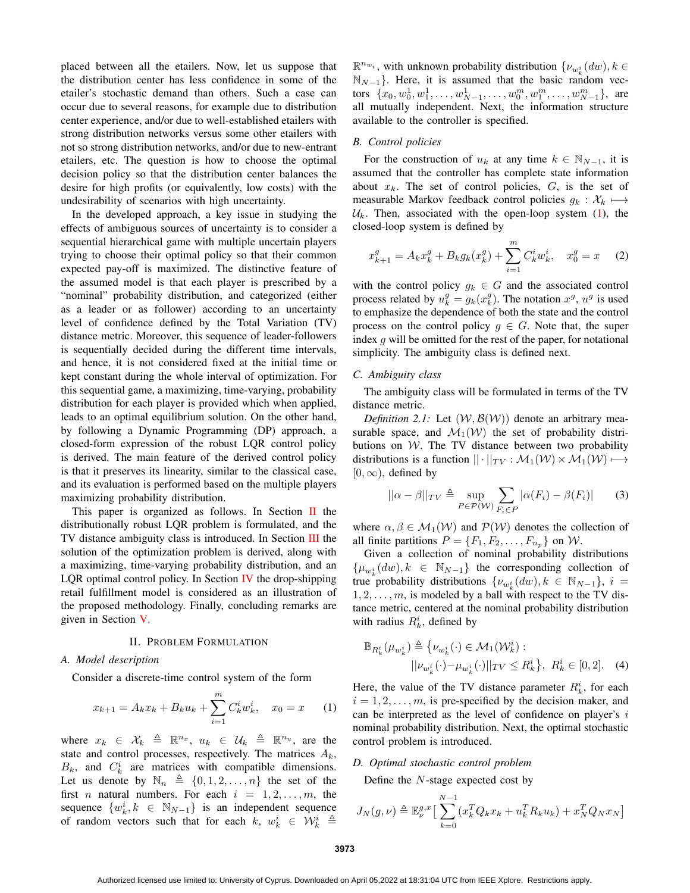placed between all the etailers. Now, let us suppose that the distribution center has less confidence in some of the etailer's stochastic demand than others. Such a case can occur due to several reasons, for example due to distribution center experience, and/or due to well-established etailers with strong distribution networks versus some other etailers with not so strong distribution networks, and/or due to new-entrant etailers, etc. The question is how to choose the optimal decision policy so that the distribution center balances the desire for high profits (or equivalently, low costs) with the undesirability of scenarios with high uncertainty.

In the developed approach, a key issue in studying the effects of ambiguous sources of uncertainty is to consider a sequential hierarchical game with multiple uncertain players trying to choose their optimal policy so that their common expected pay-off is maximized. The distinctive feature of the assumed model is that each player is prescribed by a "nominal" probability distribution, and categorized (either as a leader or as follower) according to an uncertainty level of confidence defined by the Total Variation (TV) distance metric. Moreover, this sequence of leader-followers is sequentially decided during the different time intervals, and hence, it is not considered fixed at the initial time or kept constant during the whole interval of optimization. For this sequential game, a maximizing, time-varying, probability distribution for each player is provided which when applied, leads to an optimal equilibrium solution. On the other hand, by following a Dynamic Programming (DP) approach, a closed-form expression of the robust LQR control policy is derived. The main feature of the derived control policy is that it preserves its linearity, similar to the classical case, and its evaluation is performed based on the multiple players maximizing probability distribution.

This paper is organized as follows. In Section II the distributionally robust LQR problem is formulated, and the TV distance ambiguity class is introduced. In Section III the solution of the optimization problem is derived, along with a maximizing, time-varying probability distribution, and an LQR optimal control policy. In Section IV the drop-shipping retail fulfillment model is considered as an illustration of the proposed methodology. Finally, concluding remarks are given in Section V.

## II. Problem Formulation

### A. Model description

Consider a discrete-time control system of the form

$$x_{k+1} = A_k x_k + B_k u_k + \sum_{i=1}^{m} C_k^i w_k^i, \quad x_0 = x \qquad (1)$$

where $x_k \in \mathcal{X}_k \triangleq \mathbb{R}^{n_x}$, $u_k \in \mathcal{U}_k \triangleq \mathbb{R}^{n_u}$, are the state and control processes, respectively. The matrices $A_k$, $B_k$, and $C_k^i$ are matrices with compatible dimensions. Let us denote by $\mathbb{N}_n \triangleq \{0, 1, 2, \ldots, n\}$ the set of the first $n$ natural numbers. For each $i = 1, 2, \ldots, m$, the sequence $\{w_k^i, k \in \mathbb{N}_{N-1}\}$ is an independent sequence of random vectors such that for each $k$, $w_k^i \in \mathcal{W}_k^i \triangleq \mathbb{R}^{n_{w_i}}$, with unknown probability distribution $\{\nu_{w_k^i}(dw), k \in \mathbb{N}_{N-1}\}$. Here, it is assumed that the basic random vectors $\{x_0, w_0^1, w_1^1, \ldots, w_{N-1}^1, \ldots, w_0^m, w_1^m, \ldots, w_{N-1}^m\}$, are all mutually independent. Next, the information structure available to the controller is specified.

### B. Control policies

For the construction of $u_k$ at any time $k \in \mathbb{N}_{N-1}$, it is assumed that the controller has complete state information about $x_k$. The set of control policies, $G$, is the set of measurable Markov feedback control policies $g_k : \mathcal{X}_k \longmapsto \mathcal{U}_k$. Then, associated with the open-loop system (1), the closed-loop system is defined by

$$x_{k+1}^g = A_k x_k^g + B_k g_k(x_k^g) + \sum_{i=1}^{m} C_k^i w_k^i, \quad x_0^g = x \qquad (2)$$

with the control policy $g_k \in G$ and the associated control process related by $u_k^g = g_k(x_k^g)$. The notation $x^g$, $u^g$ is used to emphasize the dependence of both the state and the control process on the control policy $g \in G$. Note that, the super index $g$ will be omitted for the rest of the paper, for notational simplicity. The ambiguity class is defined next.

### C. Ambiguity class

The ambiguity class will be formulated in terms of the TV distance metric.

*Definition 2.1:* Let $(\mathcal{W}, \mathcal{B}(\mathcal{W}))$ denote an arbitrary measurable space, and $\mathcal{M}_1(\mathcal{W})$ the set of probability distributions on $\mathcal{W}$. The TV distance between two probability distributions is a function $||\cdot||_{TV} : \mathcal{M}_1(\mathcal{W}) \times \mathcal{M}_1(\mathcal{W}) \longmapsto [0, \infty)$, defined by

$$||\alpha - \beta||_{TV} \triangleq \sup_{P \in \mathcal{P}(\mathcal{W})} \sum_{F_i \in P} |\alpha(F_i) - \beta(F_i)| \qquad (3)$$

where $\alpha, \beta \in \mathcal{M}_1(\mathcal{W})$ and $\mathcal{P}(\mathcal{W})$ denotes the collection of all finite partitions $P = \{F_1, F_2, \ldots, F_{n_p}\}$ on $\mathcal{W}$.

Given a collection of nominal probability distributions $\{\mu_{w_k^i}(dw), k \in \mathbb{N}_{N-1}\}$ the corresponding collection of true probability distributions $\{\nu_{w_k^i}(dw), k \in \mathbb{N}_{N-1}\}$, $i = 1, 2, \ldots, m$, is modeled by a ball with respect to the TV distance metric, centered at the nominal probability distribution with radius $R_k^i$, defined by

$$\mathbb{B}_{R_k^i}(\mu_{w_k^i}) \triangleq \{\nu_{w_k^i}(\cdot) \in \mathcal{M}_1(\mathcal{W}_k^i) : ||\nu_{w_k^i}(\cdot) - \mu_{w_k^i}(\cdot)||_{TV} \leq R_k^i\}, \; R_k^i \in [0, 2]. \qquad (4)$$

Here, the value of the TV distance parameter $R_k^i$, for each $i = 1, 2, \ldots, m$, is pre-specified by the decision maker, and can be interpreted as the level of confidence on player's $i$ nominal probability distribution. Next, the optimal stochastic control problem is introduced.

### D. Optimal stochastic control problem

Define the $N$-stage expected cost by

$$J_N(g, \nu) \triangleq \mathbb{E}_{\nu}^{g,x}\big[\sum_{k=0}^{N-1} (x_k^T Q_k x_k + u_k^T R_k u_k) + x_N^T Q_N x_N\big]$$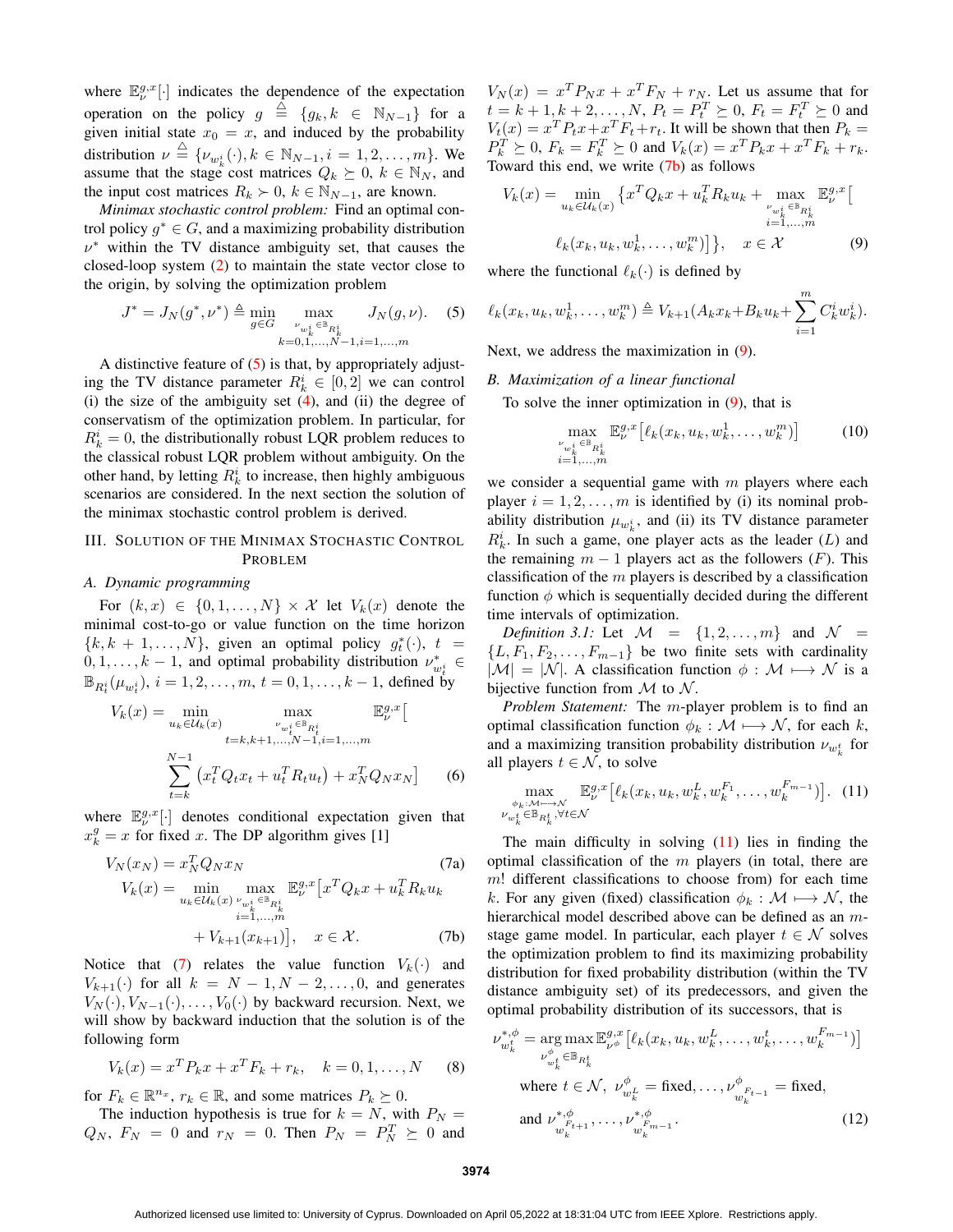where $\mathbb{E}_{\nu}^{g,x}[\cdot]$ indicates the dependence of the expectation operation on the policy $g \triangleq \{g_k, k \in \mathbb{N}_{N-1}\}$ for a given initial state $x_0 = x$, and induced by the probability distribution $\nu \triangleq \{\nu_{w_k^i}(\cdot), k \in \mathbb{N}_{N-1}, i = 1,2,\ldots,m\}$. We assume that the stage cost matrices $Q_k \succeq 0$, $k \in \mathbb{N}_N$, and the input cost matrices $R_k \succ 0$, $k \in \mathbb{N}_{N-1}$, are known.

*Minimax stochastic control problem:* Find an optimal control policy $g^* \in G$, and a maximizing probability distribution $\nu^*$ within the TV distance ambiguity set, that causes the closed-loop system (2) to maintain the state vector close to the origin, by solving the optimization problem

$$J^* = J_N(g^*, \nu^*) \triangleq \min_{g \in G} \max_{\substack{\nu_{w_k^i} \in \mathbb{B}_{R_k^i} \\ k=0,1,\ldots,N-1, i=1,\ldots,m}} J_N(g, \nu). \quad (5)$$

A distinctive feature of (5) is that, by appropriately adjusting the TV distance parameter $R_k^i \in [0,2]$ we can control (i) the size of the ambiguity set (4), and (ii) the degree of conservatism of the optimization problem. In particular, for $R_k^i = 0$, the distributionally robust LQR problem reduces to the classical robust LQR problem without ambiguity. On the other hand, by letting $R_k^i$ to increase, then highly ambiguous scenarios are considered. In the next section the solution of the minimax stochastic control problem is derived.

## III. Solution of the Minimax Stochastic Control Problem

### A. Dynamic programming

For $(k,x) \in \{0,1,\ldots,N\} \times \mathcal{X}$ let $V_k(x)$ denote the minimal cost-to-go or value function on the time horizon $\{k, k+1, \ldots, N\}$, given an optimal policy $g_t^*(\cdot)$, $t = 0,1,\ldots,k-1$, and optimal probability distribution $\nu_{w_t^i}^* \in \mathbb{B}_{R_t^i}(\mu_{w_t^i})$, $i = 1,2,\ldots,m$, $t = 0,1,\ldots,k-1$, defined by

$$V_k(x) = \min_{u_k \in \mathcal{U}_k(x)} \max_{\substack{\nu_{w_t^i} \in \mathbb{B}_{R_t^i} \\ t=k,k+1,\ldots,N-1, i=1,\ldots,m}} \mathbb{E}_{\nu}^{g,x}\Big[ \sum_{t=k}^{N-1} \left(x_t^T Q_t x_t + u_t^T R_t u_t\right) + x_N^T Q_N x_N \Big] \quad (6)$$

where $\mathbb{E}_{\nu}^{g,x}[\cdot]$ denotes conditional expectation given that $x_k^g = x$ for fixed $x$. The DP algorithm gives [1]

$$V_N(x_N) = x_N^T Q_N x_N \quad (7a)$$

$$V_k(x) = \min_{u_k \in \mathcal{U}_k(x)} \max_{\substack{\nu_{w_k^i} \in \mathbb{B}_{R_k^i} \\ i=1,\ldots,m}} \mathbb{E}_{\nu}^{g,x}\big[x^T Q_k x + u_k^T R_k u_k + V_{k+1}(x_{k+1})\big], \quad x \in \mathcal{X}. \quad (7b)$$

Notice that (7) relates the value function $V_k(\cdot)$ and $V_{k+1}(\cdot)$ for all $k = N-1, N-2, \ldots, 0$, and generates $V_N(\cdot), V_{N-1}(\cdot), \ldots, V_0(\cdot)$ by backward recursion. Next, we will show by backward induction that the solution is of the following form

$$V_k(x) = x^T P_k x + x^T F_k + r_k, \quad k = 0,1,\ldots,N \quad (8)$$

for $F_k \in \mathbb{R}^{n_x}$, $r_k \in \mathbb{R}$, and some matrices $P_k \succeq 0$.

The induction hypothesis is true for $k = N$, with $P_N = Q_N$, $F_N = 0$ and $r_N = 0$. Then $P_N = P_N^T \succeq 0$ and $V_N(x) = x^T P_N x + x^T F_N + r_N$. Let us assume that for $t = k+1, k+2, \ldots, N$, $P_t = P_t^T \succeq 0$, $F_t = F_t^T \succeq 0$ and $V_t(x) = x^T P_t x + x^T F_t + r_t$. It will be shown that then $P_k = P_k^T \succeq 0$, $F_k = F_k^T \succeq 0$ and $V_k(x) = x^T P_k x + x^T F_k + r_k$. Toward this end, we write (7b) as follows

$$V_k(x) = \min_{u_k \in \mathcal{U}_k(x)} \Big\{ x^T Q_k x + u_k^T R_k u_k + \max_{\substack{\nu_{w_k^i} \in \mathbb{B}_{R_k^i} \\ i=1,\ldots,m}} \mathbb{E}_{\nu}^{g,x}\big[ \ell_k(x_k, u_k, w_k^1, \ldots, w_k^m)\big] \Big\}, \quad x \in \mathcal{X} \quad (9)$$

where the functional $\ell_k(\cdot)$ is defined by

$$\ell_k(x_k, u_k, w_k^1, \ldots, w_k^m) \triangleq V_{k+1}(A_k x_k + B_k u_k + \sum_{i=1}^{m} C_k^i w_k^i).$$

Next, we address the maximization in (9).

### B. Maximization of a linear functional

To solve the inner optimization in (9), that is

$$\max_{\substack{\nu_{w_k^i} \in \mathbb{B}_{R_k^i} \\ i=1,\ldots,m}} \mathbb{E}_{\nu}^{g,x}\big[\ell_k(x_k, u_k, w_k^1, \ldots, w_k^m)\big] \quad (10)$$

we consider a sequential game with $m$ players where each player $i = 1,2,\ldots,m$ is identified by (i) its nominal probability distribution $\mu_{w_k^i}$, and (ii) its TV distance parameter $R_k^i$. In such a game, one player acts as the leader ($L$) and the remaining $m-1$ players act as the followers ($F$). This classification of the $m$ players is described by a classification function $\phi$ which is sequentially decided during the different time intervals of optimization.

*Definition 3.1:* Let $\mathcal{M} = \{1,2,\ldots,m\}$ and $\mathcal{N} = \{L, F_1, F_2, \ldots, F_{m-1}\}$ be two finite sets with cardinality $|\mathcal{M}| = |\mathcal{N}|$. A classification function $\phi : \mathcal{M} \longmapsto \mathcal{N}$ is a bijective function from $\mathcal{M}$ to $\mathcal{N}$.

*Problem Statement:* The $m$-player problem is to find an optimal classification function $\phi_k : \mathcal{M} \longmapsto \mathcal{N}$, for each $k$, and a maximizing transition probability distribution $\nu_{w_k^t}$ for all players $t \in \mathcal{N}$, to solve

$$\max_{\substack{\phi_k : \mathcal{M} \longmapsto \mathcal{N} \\ \nu_{w_k^t} \in \mathbb{B}_{R_k^t}, \forall t \in \mathcal{N}}} \mathbb{E}_{\nu}^{g,x}\big[\ell_k(x_k, u_k, w_k^L, w_k^{F_1}, \ldots, w_k^{F_{m-1}})\big]. \quad (11)$$

The main difficulty in solving (11) lies in finding the optimal classification of the $m$ players (in total, there are $m!$ different classifications to choose from) for each time $k$. For any given (fixed) classification $\phi_k : \mathcal{M} \longmapsto \mathcal{N}$, the hierarchical model described above can be defined as an $m$-stage game model. In particular, each player $t \in \mathcal{N}$ solves the optimization problem to find its maximizing probability distribution for fixed probability distribution (within the TV distance ambiguity set) of its predecessors, and given the optimal probability distribution of its successors, that is

$$\nu_{w_k^t}^{*,\phi} = \arg\max_{\nu_{w_k^t}^{\phi} \in \mathbb{B}_{R_k^t}} \mathbb{E}_{\nu^{\phi}}^{g,x}\big[\ell_k(x_k, u_k, w_k^L, \ldots, w_k^t, \ldots, w_k^{F_{m-1}})\big]$$

$$\text{where } t \in \mathcal{N}, \; \nu_{w_k^L}^{\phi} = \text{fixed}, \ldots, \nu_{w_k^{F_{t-1}}}^{\phi} = \text{fixed},$$

$$\text{and } \nu_{w_k^{F_{t+1}}}^{*,\phi}, \ldots, \nu_{w_k^{F_{m-1}}}^{*,\phi}. \quad (12)$$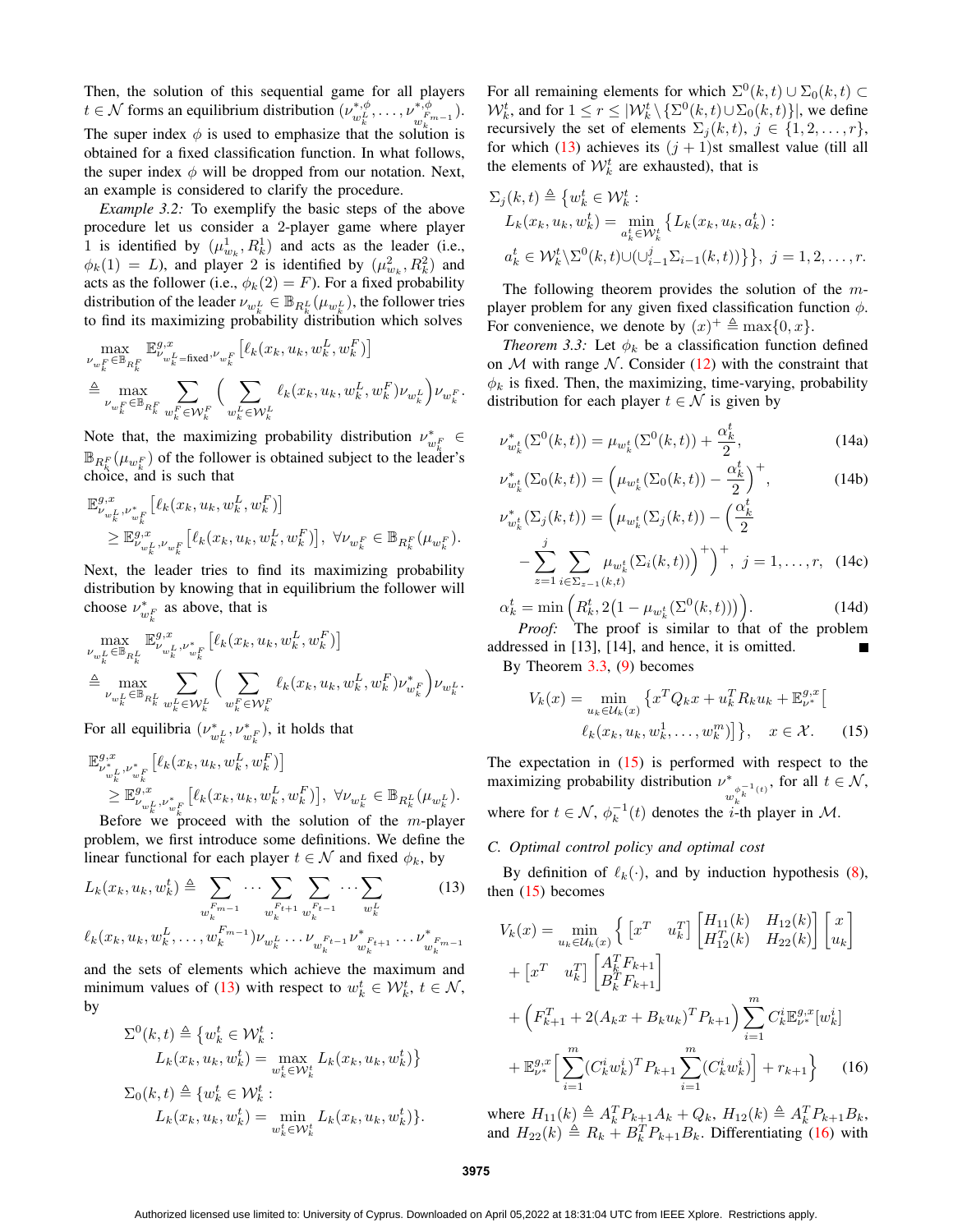Then, the solution of this sequential game for all players $t \in \mathcal{N}$ forms an equilibrium distribution $(\nu^{*,\phi}_{w_k^L}, \ldots, \nu^{*,\phi}_{w_k^{F_{m-1}}})$. The super index $\phi$ is used to emphasize that the solution is obtained for a fixed classification function. In what follows, the super index $\phi$ will be dropped from our notation. Next, an example is considered to clarify the procedure.

*Example 3.2:* To exemplify the basic steps of the above procedure let us consider a 2-player game where player 1 is identified by $(\mu^1_{w_k}, R^1_k)$ and acts as the leader (i.e., $\phi_k(1) = L$), and player 2 is identified by $(\mu^2_{w_k}, R^2_k)$ and acts as the follower (i.e., $\phi_k(2) = F$). For a fixed probability distribution of the leader $\nu_{w_k^L} \in \mathbb{B}_{R_k^L}(\mu_{w_k^L})$, the follower tries to find its maximizing probability distribution which solves

$$
\begin{aligned}
&\max_{\nu_{w_k^F} \in \mathbb{B}_{R_k^F}} \mathbb{E}^{g,x}_{\nu_{w_k^L}=\text{fixed}, \nu_{w_k^F}} \big[\ell_k(x_k, u_k, w_k^L, w_k^F)\big] \\
&\triangleq \max_{\nu_{w_k^F} \in \mathbb{B}_{R_k^F}} \sum_{w_k^F \in \mathcal{W}_k^F} \Big( \sum_{w_k^L \in \mathcal{W}_k^L} \ell_k(x_k, u_k, w_k^L, w_k^F) \nu_{w_k^L} \Big) \nu_{w_k^F}.
\end{aligned}
$$

Note that, the maximizing probability distribution $\nu^*_{w_k^F} \in \mathbb{B}_{R_k^F}(\mu_{w_k^F})$ of the follower is obtained subject to the leader's choice, and is such that

$$
\begin{aligned}
&\mathbb{E}^{g,x}_{\nu_{w_k^L}, \nu^*_{w_k^F}} \big[\ell_k(x_k, u_k, w_k^L, w_k^F)\big] \\
&\quad \geq \mathbb{E}^{g,x}_{\nu_{w_k^L}, \nu_{w_k^F}} \big[\ell_k(x_k, u_k, w_k^L, w_k^F)\big], \ \forall \nu_{w_k^F} \in \mathbb{B}_{R_k^F}(\mu_{w_k^F}).
\end{aligned}
$$

Next, the leader tries to find its maximizing probability distribution by knowing that in equilibrium the follower will choose $\nu^*_{w_k^F}$ as above, that is

$$
\begin{aligned}
&\max_{\nu_{w_k^L} \in \mathbb{B}_{R_k^L}} \mathbb{E}^{g,x}_{\nu_{w_k^L}, \nu^*_{w_k^F}} \big[\ell_k(x_k, u_k, w_k^L, w_k^F)\big] \\
&\triangleq \max_{\nu_{w_k^L} \in \mathbb{B}_{R_k^L}} \sum_{w_k^L \in \mathcal{W}_k^L} \Big( \sum_{w_k^F \in \mathcal{W}^F} \ell_k(x_k, u_k, w_k^L, w_k^F) \nu^*_{w_k^F} \Big) \nu_{w_k^L}.
\end{aligned}
$$

For all equilibria $(\nu^*_{w_k^L}, \nu^*_{w_k^F})$, it holds that

$$
\begin{aligned}
&\mathbb{E}^{g,x}_{\nu^*_{w_k^L}, \nu^*_{w_k^F}} \big[\ell_k(x_k, u_k, w_k^L, w_k^F)\big] \\
&\quad \geq \mathbb{E}^{g,x}_{\nu_{w_k^L}, \nu^*_{w_k^F}} \big[\ell_k(x_k, u_k, w_k^L, w_k^F)\big], \ \forall \nu_{w_k^L} \in \mathbb{B}_{R_k^L}(\mu_{w_k^L}).
\end{aligned}
$$

Before we proceed with the solution of the $m$-player problem, we first introduce some definitions. We define the linear functional for each player $t \in \mathcal{N}$ and fixed $\phi_k$, by

$$
\begin{aligned}
L_k(x_k, u_k, w_k^t) \triangleq& \sum_{w_k^{F_{m-1}}} \cdots \sum_{w_k^{F_{t+1}}} \sum_{w_k^{F_{t-1}}} \cdots \sum_{w_k^L} \qquad (13) \\
&\ell_k(x_k, u_k, w_k^L, \ldots, w_k^{F_{m-1}}) \nu_{w_k^L} \ldots \nu_{w_k^{F_{t-1}}} \nu^*_{w_k^{F_{t+1}}} \ldots \nu^*_{w_k^{F_{m-1}}}
\end{aligned}
$$

and the sets of elements which achieve the maximum and minimum values of (13) with respect to $w_k^t \in \mathcal{W}_k^t$, $t \in \mathcal{N}$, by

$$
\begin{aligned}
\Sigma^0(k,t) &\triangleq \big\{w_k^t \in \mathcal{W}_k^t : \\
&\qquad L_k(x_k, u_k, w_k^t) = \max_{w_k^t \in \mathcal{W}_k^t} L_k(x_k, u_k, w_k^t)\big\} \\
\Sigma_0(k,t) &\triangleq \{w_k^t \in \mathcal{W}_k^t : \\
&\qquad L_k(x_k, u_k, w_k^t) = \min_{w_k^t \in \mathcal{W}_k^t} L_k(x_k, u_k, w_k^t)\}.
\end{aligned}
$$

For all remaining elements for which $\Sigma^0(k,t) \cup \Sigma_0(k,t) \subset \mathcal{W}_k^t$, and for $1 \leq r \leq |\mathcal{W}_k^t \setminus \{\Sigma^0(k,t) \cup \Sigma_0(k,t)\}|$, we define recursively the set of elements $\Sigma_j(k,t)$, $j \in \{1, 2, \ldots, r\}$, for which (13) achieves its $(j+1)$st smallest value (till all the elements of $\mathcal{W}_k^t$ are exhausted), that is

$$
\begin{aligned}
\Sigma_j(k,t) \triangleq& \big\{w_k^t \in \mathcal{W}_k^t : \\
&L_k(x_k, u_k, w_k^t) = \min_{a_k^t \in \mathcal{W}_k^t} \big\{L_k(x_k, u_k, a_k^t) : \\
&a_k^t \in \mathcal{W}_k^t \setminus \Sigma^0(k,t) \cup (\cup_{i=1}^j \Sigma_{i-1}(k,t))\big\}\big\}, \ j = 1, 2, \ldots, r.
\end{aligned}
$$

The following theorem provides the solution of the $m$-player problem for any given fixed classification function $\phi$. For convenience, we denote by $(x)^+ \triangleq \max\{0, x\}$.

*Theorem 3.3:* Let $\phi_k$ be a classification function defined on $\mathcal{M}$ with range $\mathcal{N}$. Consider (12) with the constraint that $\phi_k$ is fixed. Then, the maximizing, time-varying, probability distribution for each player $t \in \mathcal{N}$ is given by

$$
\nu^*_{w_k^t}(\Sigma^0(k,t)) = \mu_{w_k^t}(\Sigma^0(k,t)) + \frac{\alpha_k^t}{2}, \tag{14a}
$$

$$
\nu^*_{w_k^t}(\Sigma_0(k,t)) = \Big(\mu_{w_k^t}(\Sigma_0(k,t)) - \frac{\alpha_k^t}{2}\Big)^+, \tag{14b}
$$

$$
\begin{aligned}
\nu^*_{w_k^t}(\Sigma_j(k,t)) =& \Big(\mu_{w_k^t}(\Sigma_j(k,t)) - \Big(\frac{\alpha_k^t}{2} \\
&- \sum_{z=1}^{j} \sum_{i \in \Sigma_{z-1}(k,t)} \mu_{w_k^t}(\Sigma_i(k,t))\Big)^+\Big)^+, \ j = 1, \ldots, r, \qquad (14c)
\end{aligned}
$$

$$
\alpha_k^t = \min\Big(R_k^t, 2\big(1 - \mu_{w_k^t}(\Sigma^0(k,t))\big)\Big). \tag{14d}
$$

*Proof:* The proof is similar to that of the problem addressed in [13], [14], and hence, it is omitted. ∎

By Theorem 3.3, (9) becomes

$$
\begin{aligned}
V_k(x) = \min_{u_k \in \mathcal{U}_k(x)} \big\{&x^T Q_k x + u_k^T R_k u_k + \mathbb{E}^{g,x}_{\nu^*}\big[ \\
&\ell_k(x_k, u_k, w_k^1, \ldots, w_k^m)\big]\big\}, \quad x \in \mathcal{X}. \qquad (15)
\end{aligned}
$$

The expectation in (15) is performed with respect to the maximizing probability distribution $\nu^*_{w_k^{\phi_k^{-1}(t)}}$, for all $t \in \mathcal{N}$, where for $t \in \mathcal{N}$, $\phi_k^{-1}(t)$ denotes the $i$-th player in $\mathcal{M}$.

### C. Optimal control policy and optimal cost

By definition of $\ell_k(\cdot)$, and by induction hypothesis (8), then (15) becomes

$$
\begin{aligned}
V_k(x) = \min_{u_k \in \mathcal{U}_k(x)} \Big\{& \begin{bmatrix} x^T & u_k^T \end{bmatrix} \begin{bmatrix} H_{11}(k) & H_{12}(k) \\ H_{12}^T(k) & H_{22}(k) \end{bmatrix} \begin{bmatrix} x \\ u_k \end{bmatrix} \\
&+ \begin{bmatrix} x^T & u_k^T \end{bmatrix} \begin{bmatrix} A_k^T F_{k+1} \\ B_k^T F_{k+1} \end{bmatrix} \\
&+ \Big(F_{k+1}^T + 2(A_k x + B_k u_k)^T P_{k+1}\Big) \sum_{i=1}^{m} C_k^i \mathbb{E}^{g,x}_{\nu^*}[w_k^i] \\
&+ \mathbb{E}^{g,x}_{\nu^*}\Big[\sum_{i=1}^{m} (C_k^i w_k^i)^T P_{k+1} \sum_{i=1}^{m} (C_k^i w_k^i)\Big] + r_{k+1}\Big\} \qquad (16)
\end{aligned}
$$

where $H_{11}(k) \triangleq A_k^T P_{k+1} A_k + Q_k$, $H_{12}(k) \triangleq A_k^T P_{k+1} B_k$, and $H_{22}(k) \triangleq R_k + B_k^T P_{k+1} B_k$. Differentiating (16) with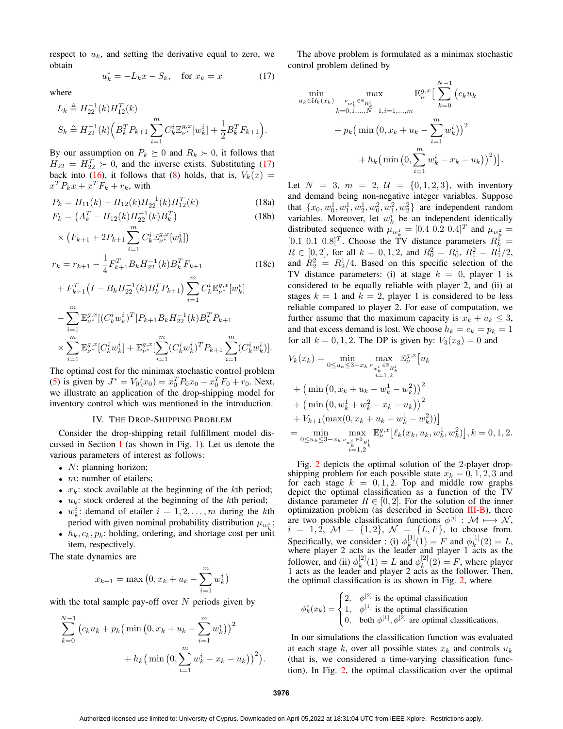respect to $u_k$, and setting the derivative equal to zero, we obtain

$$u_k^* = -L_k x - S_k, \quad \text{for } x_k = x \tag{17}$$

where

$$L_k \triangleq H_{22}^{-1}(k) H_{12}^T(k)$$

$$S_k \triangleq H_{22}^{-1}(k)\Big(B_k^T P_{k+1} \sum_{i=1}^{m} C_k^i \mathbb{E}_{\nu^*}^{g,x}[w_k^i] + \frac{1}{2} B_k^T F_{k+1}\Big).$$

By our assumption on $P_k \succeq 0$ and $R_k \succ 0$, it follows that $H_{22} = H_{22}^T \succ 0$, and the inverse exists. Substituting (17) back into (16), it follows that (8) holds, that is, $V_k(x) = x^T P_k x + x^T F_k + r_k$, with

$$P_k = H_{11}(k) - H_{12}(k) H_{22}^{-1}(k) H_{12}^T(k) \tag{18a}$$

$$F_k = \big(A_k^T - H_{12}(k) H_{22}^{-1}(k) B_k^T\big) \times \big(F_{k+1} + 2P_{k+1} \sum_{i=1}^{m} C_k^i \mathbb{E}_{\nu^*}^{g,x}[w_k^i]\big) \tag{18b}$$

$$\begin{aligned} r_k = {} & r_{k+1} - \frac{1}{4} F_{k+1}^T B_k H_{22}^{-1}(k) B_k^T F_{k+1} \\ & + F_{k+1}^T\big(I - B_k H_{22}^{-1}(k) B_k^T P_{k+1}\big) \sum_{i=1}^{m} C_k^i \mathbb{E}_{\nu^*}^{g,x}[w_k^i] \\ & - \sum_{i=1}^{m} \mathbb{E}_{\nu^*}^{g,x}[(C_k^i w_k^i)^T] P_{k+1} B_k H_{22}^{-1}(k) B_k^T P_{k+1} \\ & \times \sum_{i=1}^{m} \mathbb{E}_{\nu^*}^{g,x}[C_k^i w_k^i] + \mathbb{E}_{\nu^*}^{g,x}[\sum_{i=1}^{m}(C_k^i w_k^i)^T P_{k+1} \sum_{i=1}^{m}(C_k^i w_k^i)]. \end{aligned} \tag{18c}$$

The optimal cost for the minimax stochastic control problem (5) is given by $J^* = V_0(x_0) = x_0^T P_0 x_0 + x_0^T F_0 + r_0$. Next, we illustrate an application of the drop-shipping model for inventory control which was mentioned in the introduction.

## IV. The Drop-Shipping Problem

Consider the drop-shipping retail fulfillment model discussed in Section I (as shown in Fig. 1). Let us denote the various parameters of interest as follows:

- $N$: planning horizon;
- $m$: number of etailers;
- $x_k$: stock available at the beginning of the $k$th period;
- $u_k$: stock ordered at the beginning of the $k$th period;
- $w_k^i$: demand of etailer $i = 1, 2, \ldots, m$ during the $k$th period with given nominal probability distribution $\mu_{w_k^i}$;
- $h_k, c_k, p_k$: holding, ordering, and shortage cost per unit item, respectively.

The state dynamics are

$$x_{k+1} = \max\big(0, x_k + u_k - \sum_{i=1}^{m} w_k^i\big)$$

with the total sample pay-off over $N$ periods given by

$$\sum_{k=0}^{N-1}\big(c_k u_k + p_k\big(\min\big(0, x_k + u_k - \sum_{i=1}^{m} w_k^i\big)\big)^2 + h_k\big(\min\big(0, \sum_{i=1}^{m} w_k^i - x_k - u_k\big)\big)^2\big).$$

The above problem is formulated as a minimax stochastic control problem defined by

$$\min_{u_k \in \mathcal{U}_k(x_k)} \max_{\substack{\nu_{w_k^i} \in \mathbb{B}_{R_k^i} \\ k=0,1,\ldots,N-1, i=1,\ldots,m}} \mathbb{E}_{\nu}^{g,x}\big[\sum_{k=0}^{N-1}\big(c_k u_k + p_k\big(\min\big(0, x_k + u_k - \sum_{i=1}^{m} w_k^i\big)\big)^2 + h_k\big(\min\big(0, \sum_{i=1}^{m} w_k^i - x_k - u_k\big)\big)^2\big)\big].$$

Let $N = 3$, $m = 2$, $\mathcal{U} = \{0, 1, 2, 3\}$, with inventory and demand being non-negative integer variables. Suppose that $\{x_0, w_0^1, w_1^1, w_2^1, w_0^2, w_1^2, w_2^2\}$ are independent random variables. Moreover, let $w_k^i$ be an independent identically distributed sequence with $\mu_{w_k^1} = [0.4\ 0.2\ 0.4]^T$ and $\mu_{w_k^2} = [0.1\ 0.1\ 0.8]^T$. Choose the TV distance parameters $R_k^1 = R \in [0, 2]$, for all $k = 0, 1, 2$, and $R_0^2 = R_0^1$, $R_1^2 = R_1^1/2$, and $R_2^2 = R_2^1/4$. Based on this specific selection of the TV distance parameters: (i) at stage $k = 0$, player 1 is considered to be equally reliable with player 2, and (ii) at stages $k = 1$ and $k = 2$, player 1 is considered to be less reliable compared to player 2. For ease of computation, we further assume that the maximum capacity is $x_k + u_k \le 3$, and that excess demand is lost. We choose $h_k = c_k = p_k = 1$ for all $k = 0, 1, 2$. The DP is given by: $V_3(x_3) = 0$ and

$$\begin{aligned} V_k(x_k) = {} & \min_{0 \le u_k \le 3 - x_k} \max_{\substack{\nu_{w_k^i} \in \mathbb{B}_{R_k^i} \\ i=1,2}} \mathbb{E}_{\nu}^{g,x}\big[u_k \\ & + \big(\min\big(0, x_k + u_k - w_k^1 - w_k^2\big)\big)^2 \\ & + \big(\min\big(0, w_k^1 + w_k^2 - x_k - u_k\big)\big)^2 \\ & + V_{k+1}(\max(0, x_k + u_k - w_k^1 - w_k^2))\big] \\ = {} & \min_{0 \le u_k \le 3 - x_k} \max_{\substack{\nu_{w_k^i} \in \mathbb{B}_{R_k^i} \\ i=1,2}} \mathbb{E}_{\nu}^{g,x}\big[\ell_k(x_k, u_k, w_k^1, w_k^2)\big], k = 0, 1, 2. \end{aligned}$$

Fig. 2 depicts the optimal solution of the 2-player drop-shipping problem for each possible state $x_k = 0, 1, 2, 3$ and for each stage $k = 0, 1, 2$. Top and middle row graphs depict the optimal classification as a function of the TV distance parameter $R \in [0, 2]$. For the solution of the inner optimization problem (as described in Section III-B), there are two possible classification functions $\phi^{[i]} : \mathcal{M} \longmapsto \mathcal{N}$, $i = 1, 2$, $\mathcal{M} = \{1, 2\}$, $\mathcal{N} = \{L, F\}$, to choose from. Specifically, we consider : (i) $\phi_k^{[1]}(1) = F$ and $\phi_k^{[1]}(2) = L$, where player 2 acts as the leader and player 1 acts as the follower, and (ii) $\phi_k^{[2]}(1) = L$ and $\phi_k^{[2]}(2) = F$, where player 1 acts as the leader and player 2 acts as the follower. Then, the optimal classification is as shown in Fig. 2, where

$$\phi_k^*(x_k) = \begin{cases} 2, & \phi^{[2]} \text{ is the optimal classification} \\ 1, & \phi^{[1]} \text{ is the optimal classification} \\ 0, & \text{both } \phi^{[1]}, \phi^{[2]} \text{ are optimal classifications.} \end{cases}$$

In our simulations the classification function was evaluated at each stage $k$, over all possible states $x_k$ and controls $u_k$ (that is, we considered a time-varying classification function). In Fig. 2, the optimal classification over the optimal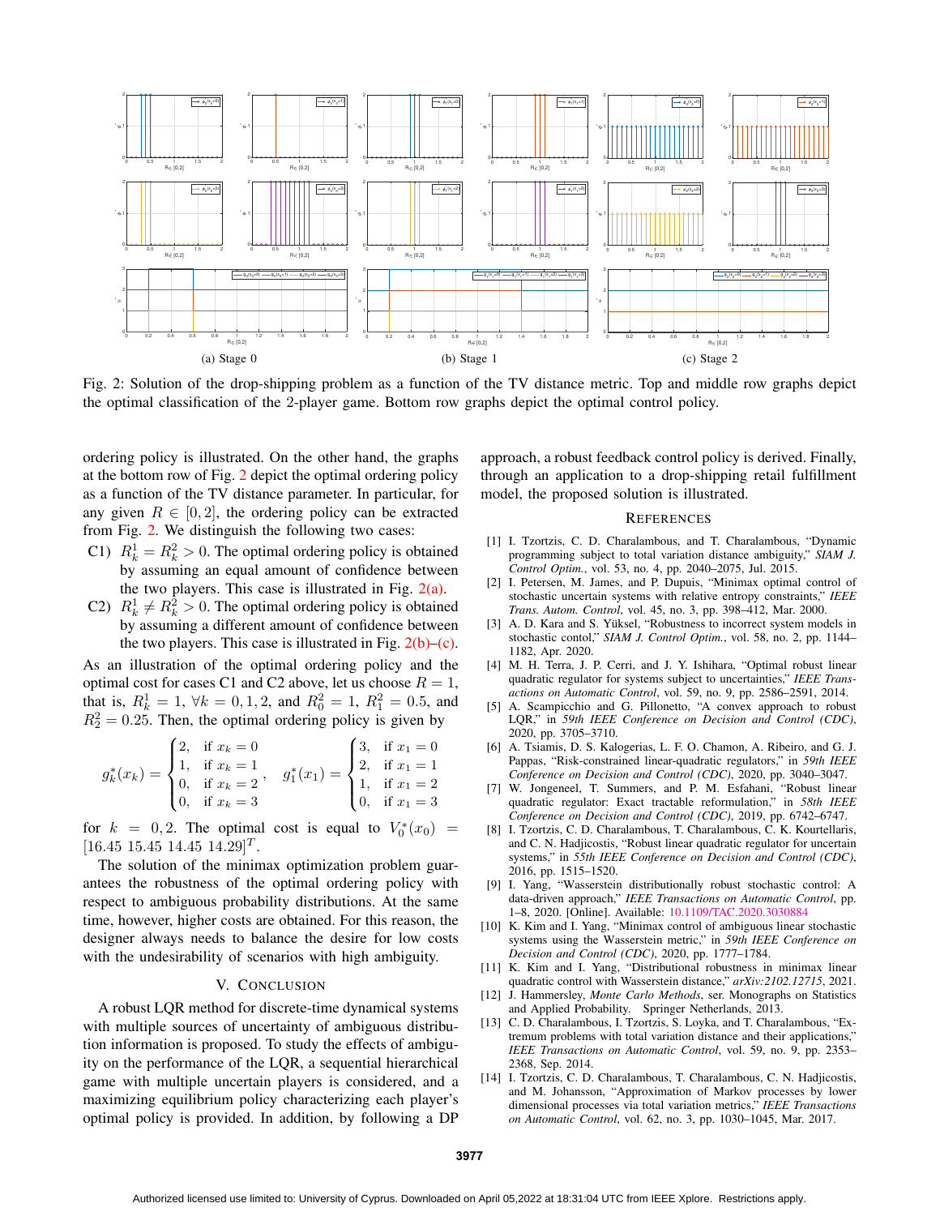(a) Stage 0

(b) Stage 1

(c) Stage 2

Fig. 2: Solution of the drop-shipping problem as a function of the TV distance metric. Top and middle row graphs depict the optimal classification of the 2-player game. Bottom row graphs depict the optimal control policy.

ordering policy is illustrated. On the other hand, the graphs at the bottom row of Fig. 2 depict the optimal ordering policy as a function of the TV distance parameter. In particular, for any given $R \in [0, 2]$, the ordering policy can be extracted from Fig. 2. We distinguish the following two cases:

- C1) $R_k^1 = R_k^2 > 0$. The optimal ordering policy is obtained by assuming an equal amount of confidence between the two players. This case is illustrated in Fig. 2(a).
- C2) $R_k^1 \neq R_k^2 > 0$. The optimal ordering policy is obtained by assuming a different amount of confidence between the two players. This case is illustrated in Fig. 2(b)–(c).

As an illustration of the optimal ordering policy and the optimal cost for cases C1 and C2 above, let us choose $R = 1$, that is, $R_k^1 = 1$, $\forall k = 0, 1, 2$, and $R_0^2 = 1$, $R_1^2 = 0.5$, and $R_2^2 = 0.25$. Then, the optimal ordering policy is given by

$$g_k^*(x_k) = \begin{cases} 2, & \text{if } x_k = 0 \\ 1, & \text{if } x_k = 1 \\ 0, & \text{if } x_k = 2 \\ 0, & \text{if } x_k = 3 \end{cases}, \quad g_1^*(x_1) = \begin{cases} 3, & \text{if } x_1 = 0 \\ 2, & \text{if } x_1 = 1 \\ 1, & \text{if } x_1 = 2 \\ 0, & \text{if } x_1 = 3 \end{cases}$$

for $k = 0, 2$. The optimal cost is equal to $V_0^*(x_0) = [16.45\ 15.45\ 14.45\ 14.29]^T$.

The solution of the minimax optimization problem guarantees the robustness of the optimal ordering policy with respect to ambiguous probability distributions. At the same time, however, higher costs are obtained. For this reason, the designer always needs to balance the desire for low costs with the undesirability of scenarios with high ambiguity.

## V. Conclusion

A robust LQR method for discrete-time dynamical systems with multiple sources of uncertainty of ambiguous distribution information is proposed. To study the effects of ambiguity on the performance of the LQR, a sequential hierarchical game with multiple uncertain players is considered, and a maximizing equilibrium policy characterizing each player's optimal policy is provided. In addition, by following a DP approach, a robust feedback control policy is derived. Finally, through an application to a drop-shipping retail fulfillment model, the proposed solution is illustrated.

## References

[1] I. Tzortzis, C. D. Charalambous, and T. Charalambous, "Dynamic programming subject to total variation distance ambiguity," *SIAM J. Control Optim.*, vol. 53, no. 4, pp. 2040–2075, Jul. 2015.

[2] I. Petersen, M. James, and P. Dupuis, "Minimax optimal control of stochastic uncertain systems with relative entropy constraints," *IEEE Trans. Autom. Control*, vol. 45, no. 3, pp. 398–412, Mar. 2000.

[3] A. D. Kara and S. Yüksel, "Robustness to incorrect system models in stochastic contol," *SIAM J. Control Optim.*, vol. 58, no. 2, pp. 1144–1182, Apr. 2020.

[4] M. H. Terra, J. P. Cerri, and J. Y. Ishihara, "Optimal robust linear quadratic regulator for systems subject to uncertainties," *IEEE Transactions on Automatic Control*, vol. 59, no. 9, pp. 2586–2591, 2014.

[5] A. Scampicchio and G. Pillonetto, "A convex approach to robust LQR," in *59th IEEE Conference on Decision and Control (CDC)*, 2020, pp. 3705–3710.

[6] A. Tsiamis, D. S. Kalogerias, L. F. O. Chamon, A. Ribeiro, and G. J. Pappas, "Risk-constrained linear-quadratic regulators," in *59th IEEE Conference on Decision and Control (CDC)*, 2020, pp. 3040–3047.

[7] W. Jongeneel, T. Summers, and P. M. Esfahani, "Robust linear quadratic regulator: Exact tractable reformulation," in *58th IEEE Conference on Decision and Control (CDC)*, 2019, pp. 6742–6747.

[8] I. Tzortzis, C. D. Charalambous, T. Charalambous, C. K. Kourtellaris, and C. N. Hadjicostis, "Robust linear quadratic regulator for uncertain systems," in *55th IEEE Conference on Decision and Control (CDC)*, 2016, pp. 1515–1520.

[9] I. Yang, "Wasserstein distributionally robust stochastic control: A data-driven approach," *IEEE Transactions on Automatic Control*, pp. 1–8, 2020. [Online]. Available: 10.1109/TAC.2020.3030884

[10] K. Kim and I. Yang, "Minimax control of ambiguous linear stochastic systems using the Wasserstein metric," in *59th IEEE Conference on Decision and Control (CDC)*, 2020, pp. 1777–1784.

[11] K. Kim and I. Yang, "Distributional robustness in minimax linear quadratic control with Wasserstein distance," *arXiv:2102.12715*, 2021.

[12] J. Hammersley, *Monte Carlo Methods*, ser. Monographs on Statistics and Applied Probability. Springer Netherlands, 2013.

[13] C. D. Charalambous, I. Tzortzis, S. Loyka, and T. Charalambous, "Extremum problems with total variation distance and their applications," *IEEE Transactions on Automatic Control*, vol. 59, no. 9, pp. 2353–2368, Sep. 2014.

[14] I. Tzortzis, C. D. Charalambous, T. Charalambous, C. N. Hadjicostis, and M. Johansson, "Approximation of Markov processes by lower dimensional processes via total variation metrics," *IEEE Transactions on Automatic Control*, vol. 62, no. 3, pp. 1030–1045, Mar. 2017.